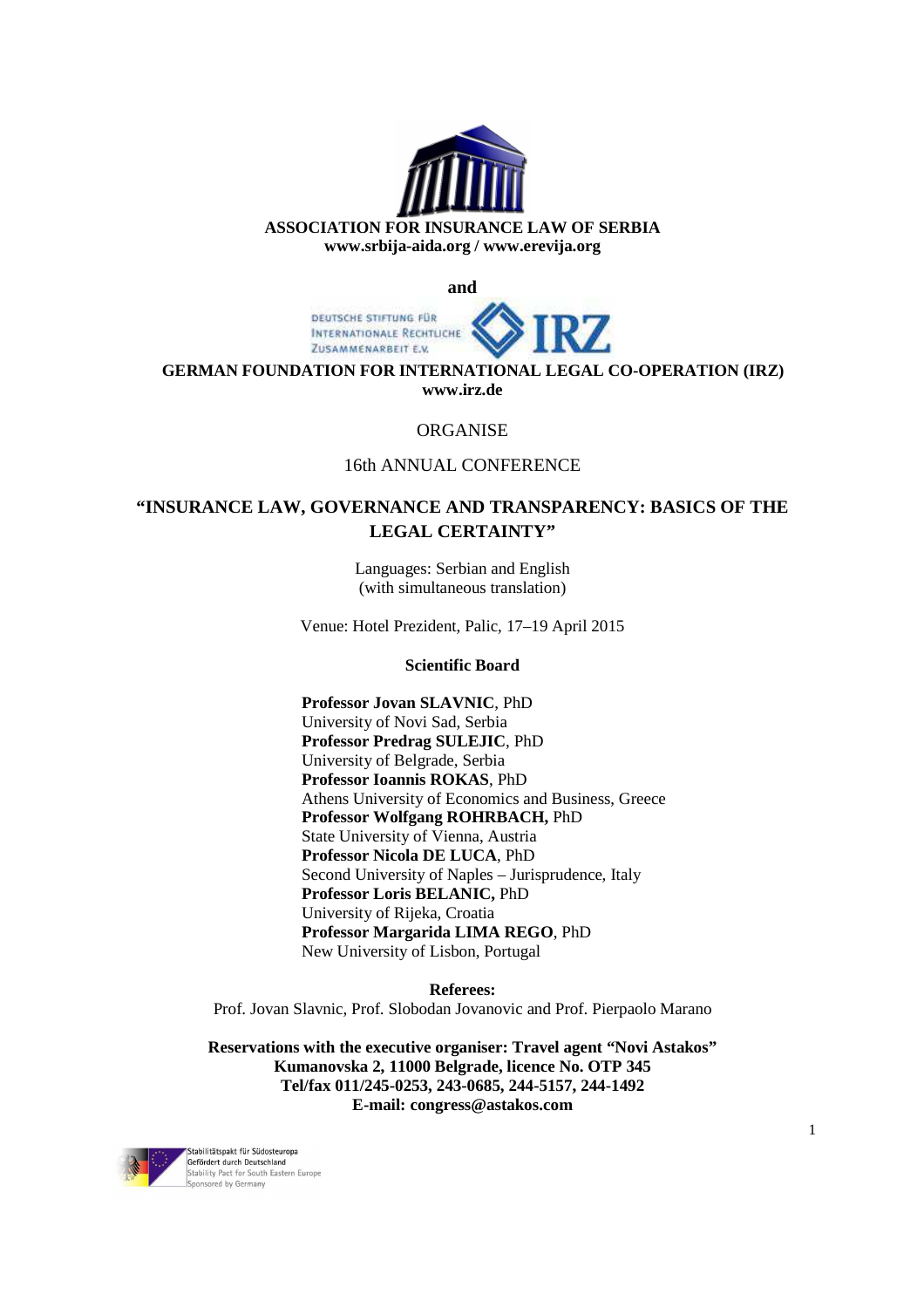**ASSOCIATION FOR INSURANCE LAW OF SERBIA**
**www.srbija-aida.org / www.erevija.org**

**and**

DEUTSCHE STIFTUNG FÜR INTERNATIONALE RECHTLICHE ZUSAMMENARBEIT E.V. IRZ

**GERMAN FOUNDATION FOR INTERNATIONAL LEGAL CO-OPERATION (IRZ)**
**www.irz.de**

ORGANISE

16th ANNUAL CONFERENCE

# "INSURANCE LAW, GOVERNANCE AND TRANSPARENCY: BASICS OF THE LEGAL CERTAINTY"

Languages: Serbian and English
(with simultaneous translation)

Venue: Hotel Prezident, Palic, 17–19 April 2015

**Scientific Board**

**Professor Jovan SLAVNIC**, PhD
University of Novi Sad, Serbia
**Professor Predrag SULEJIC**, PhD
University of Belgrade, Serbia
**Professor Ioannis ROKAS**, PhD
Athens University of Economics and Business, Greece
**Professor Wolfgang ROHRBACH,** PhD
State University of Vienna, Austria
**Professor Nicola DE LUCA**, PhD
Second University of Naples – Jurisprudence, Italy
**Professor Loris BELANIC,** PhD
University of Rijeka, Croatia
**Professor Margarida LIMA REGO**, PhD
New University of Lisbon, Portugal

**Referees:**
Prof. Jovan Slavnic, Prof. Slobodan Jovanovic and Prof. Pierpaolo Marano

**Reservations with the executive organiser: Travel agent "Novi Astakos"**
**Kumanovska 2, 11000 Belgrade, licence No. OTP 345**
**Tel/fax 011/245-0253, 243-0685, 244-5157, 244-1492**
**E-mail: congress@astakos.com**

Stabilitätspakt für Südosteuropa
Gefördert durch Deutschland
Stability Pact for South Eastern Europe
Sponsored by Germany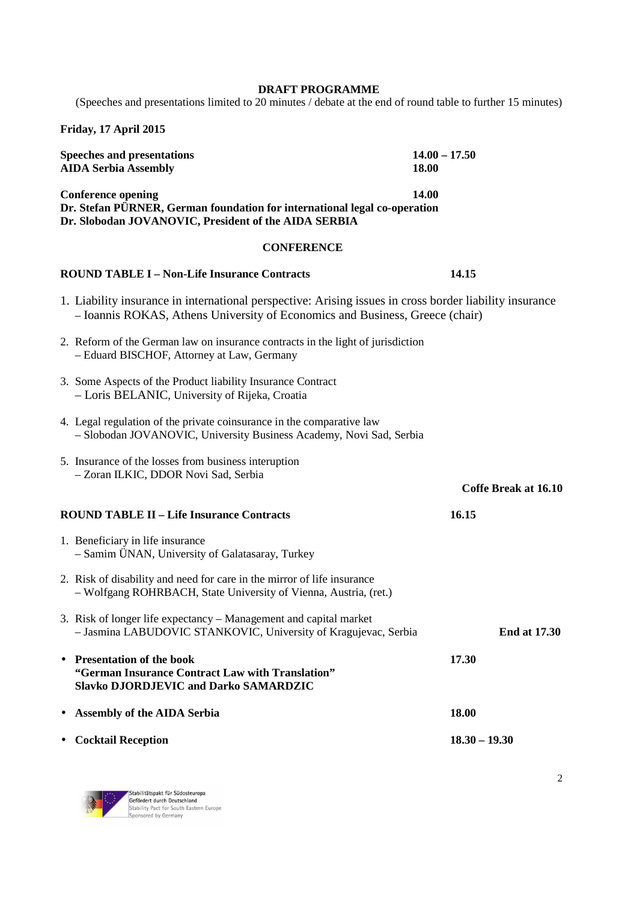**DRAFT PROGRAMME**

(Speeches and presentations limited to 20 minutes / debate at the end of round table to further 15 minutes)

**Friday, 17 April 2015**

**Speeches and presentations** **14.00 – 17.50**
**AIDA Serbia Assembly** **18.00**

**Conference opening** **14.00**
**Dr. Stefan PÜRNER, German foundation for international legal co-operation**
**Dr. Slobodan JOVANOVIC, President of the AIDA SERBIA**

**CONFERENCE**

**ROUND TABLE I – Non-Life Insurance Contracts** **14.15**

1. Liability insurance in international perspective: Arising issues in cross border liability insurance – Ioannis ROKAS, Athens University of Economics and Business, Greece (chair)

2. Reform of the German law on insurance contracts in the light of jurisdiction – Eduard BISCHOF, Attorney at Law, Germany

3. Some Aspects of the Product liability Insurance Contract – Loris BELANIC, University of Rijeka, Croatia

4. Legal regulation of the private coinsurance in the comparative law – Slobodan JOVANOVIC, University Business Academy, Novi Sad, Serbia

5. Insurance of the losses from business interuption – Zoran ILKIC, DDOR Novi Sad, Serbia

**Coffe Break at 16.10**

**ROUND TABLE II – Life Insurance Contracts** **16.15**

1. Beneficiary in life insurance – Samim ÜNAN, University of Galatasaray, Turkey

2. Risk of disability and need for care in the mirror of life insurance – Wolfgang ROHRBACH, State University of Vienna, Austria, (ret.)

3. Risk of longer life expectancy – Management and capital market – Jasmina LABUDOVIC STANKOVIC, University of Kragujevac, Serbia **End at 17.30**

- **Presentation of the book "German Insurance Contract Law with Translation" Slavko DJORDJEVIC and Darko SAMARDZIC** **17.30**
- **Assembly of the AIDA Serbia** **18.00**
- **Cocktail Reception** **18.30 – 19.30**

Stabilitätspakt für Südosteuropa
Gefördert durch Deutschland
Stability Pact for South Eastern Europe
Sponsored by Germany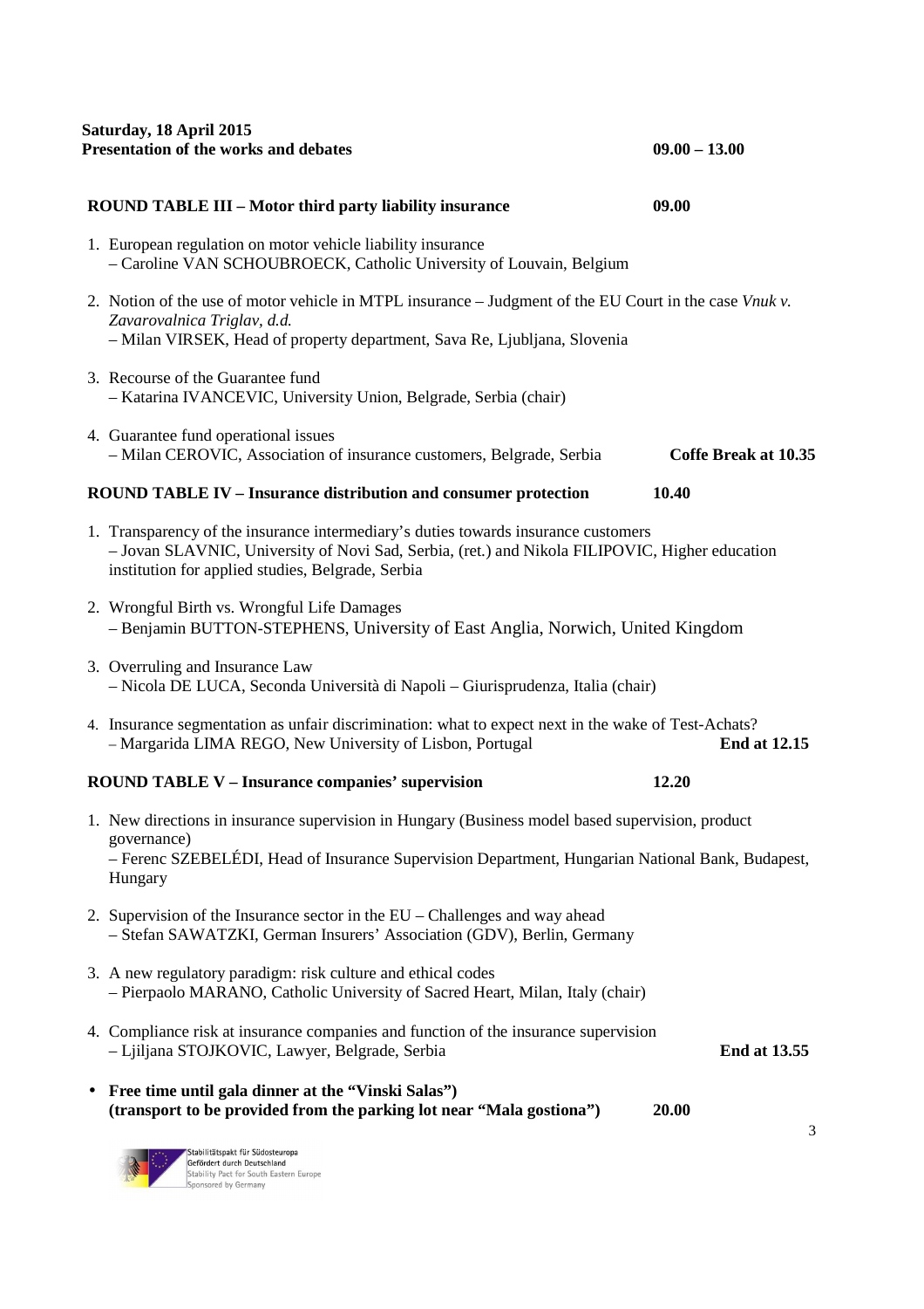**Saturday, 18 April 2015**
**Presentation of the works and debates** **09.00 – 13.00**

**ROUND TABLE III – Motor third party liability insurance** **09.00**

1. European regulation on motor vehicle liability insurance
   – Caroline VAN SCHOUBROECK, Catholic University of Louvain, Belgium

2. Notion of the use of motor vehicle in MTPL insurance – Judgment of the EU Court in the case *Vnuk v. Zavarovalnica Triglav, d.d.*
   – Milan VIRSEK, Head of property department, Sava Re, Ljubljana, Slovenia

3. Recourse of the Guarantee fund
   – Katarina IVANCEVIC, University Union, Belgrade, Serbia (chair)

4. Guarantee fund operational issues
   – Milan CEROVIC, Association of insurance customers, Belgrade, Serbia **Coffe Break at 10.35**

**ROUND TABLE IV – Insurance distribution and consumer protection** **10.40**

1. Transparency of the insurance intermediary's duties towards insurance customers
   – Jovan SLAVNIC, University of Novi Sad, Serbia, (ret.) and Nikola FILIPOVIC, Higher education institution for applied studies, Belgrade, Serbia

2. Wrongful Birth vs. Wrongful Life Damages
   – Benjamin BUTTON-STEPHENS, University of East Anglia, Norwich, United Kingdom

3. Overruling and Insurance Law
   – Nicola DE LUCA, Seconda Università di Napoli – Giurisprudenza, Italia (chair)

4. Insurance segmentation as unfair discrimination: what to expect next in the wake of Test-Achats?
   – Margarida LIMA REGO, New University of Lisbon, Portugal **End at 12.15**

**ROUND TABLE V – Insurance companies' supervision** **12.20**

1. New directions in insurance supervision in Hungary (Business model based supervision, product governance)
   – Ferenc SZEBELÉDI, Head of Insurance Supervision Department, Hungarian National Bank, Budapest, Hungary

2. Supervision of the Insurance sector in the EU – Challenges and way ahead
   – Stefan SAWATZKI, German Insurers' Association (GDV), Berlin, Germany

3. A new regulatory paradigm: risk culture and ethical codes
   – Pierpaolo MARANO, Catholic University of Sacred Heart, Milan, Italy (chair)

4. Compliance risk at insurance companies and function of the insurance supervision
   – Ljiljana STOJKOVIC, Lawyer, Belgrade, Serbia **End at 13.55**

- **Free time until gala dinner at the "Vinski Salas"**
  **(transport to be provided from the parking lot near "Mala gostiona")** **20.00**

Stabilitätspakt für Südosteuropa
Gefördert durch Deutschland
Stability Pact for South Eastern Europe
Sponsored by Germany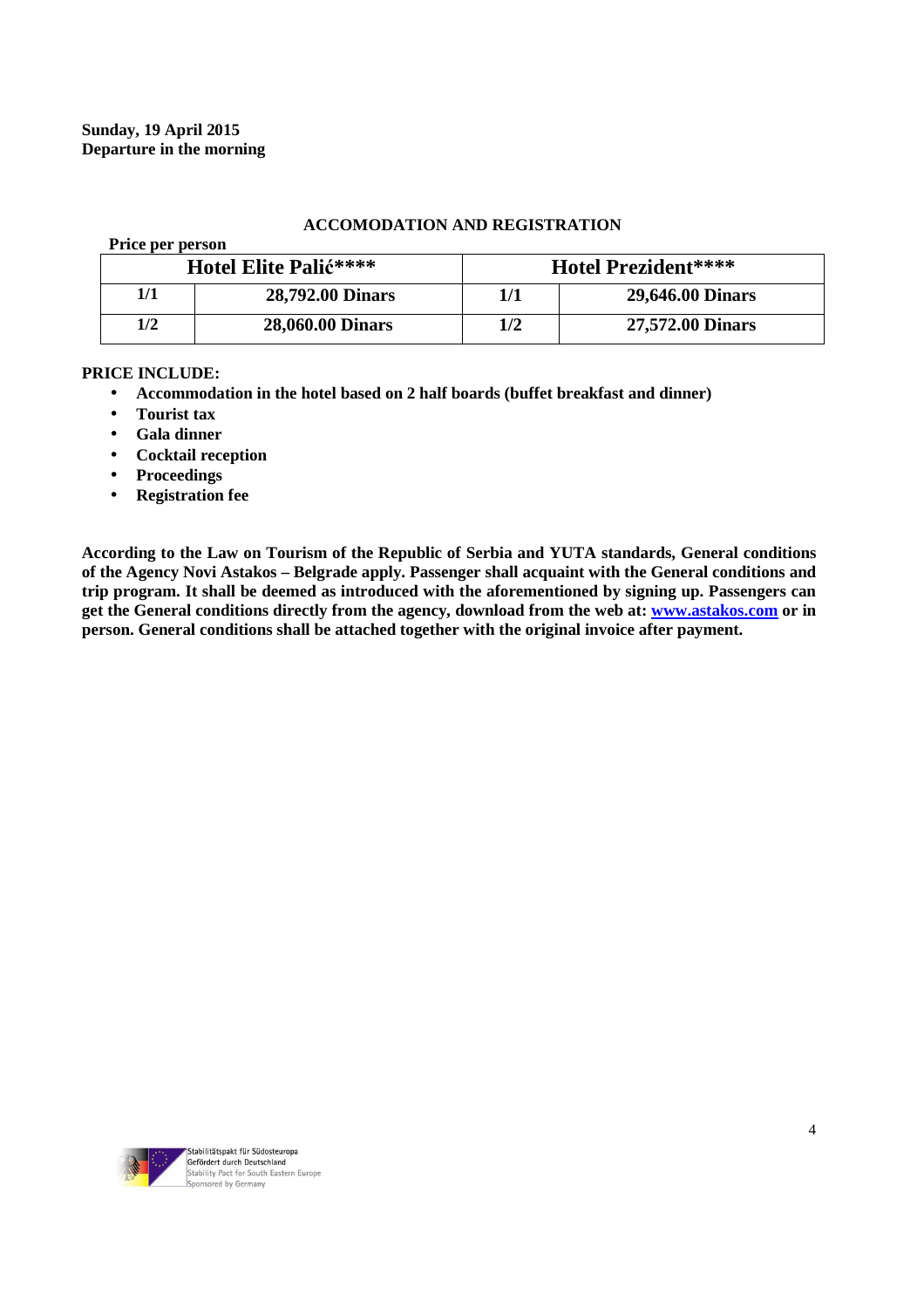**Sunday, 19 April 2015**
**Departure in the morning**

**ACCOMODATION AND REGISTRATION**

**Price per person**

| Hotel Elite Palić**** | | Hotel Prezident**** | |
|---|---|---|---|
| 1/1 | 28,792.00 Dinars | 1/1 | 29,646.00 Dinars |
| 1/2 | 28,060.00 Dinars | 1/2 | 27,572.00 Dinars |

**PRICE INCLUDE:**

- **Accommodation in the hotel based on 2 half boards (buffet breakfast and dinner)**
- **Tourist tax**
- **Gala dinner**
- **Cocktail reception**
- **Proceedings**
- **Registration fee**

**According to the Law on Tourism of the Republic of Serbia and YUTA standards, General conditions of the Agency Novi Astakos – Belgrade apply. Passenger shall acquaint with the General conditions and trip program. It shall be deemed as introduced with the aforementioned by signing up. Passengers can get the General conditions directly from the agency, download from the web at: www.astakos.com or in person. General conditions shall be attached together with the original invoice after payment.**

Stabilitätspakt für Südosteuropa
Gefördert durch Deutschland
Stability Pact for South Eastern Europe
Sponsored by Germany